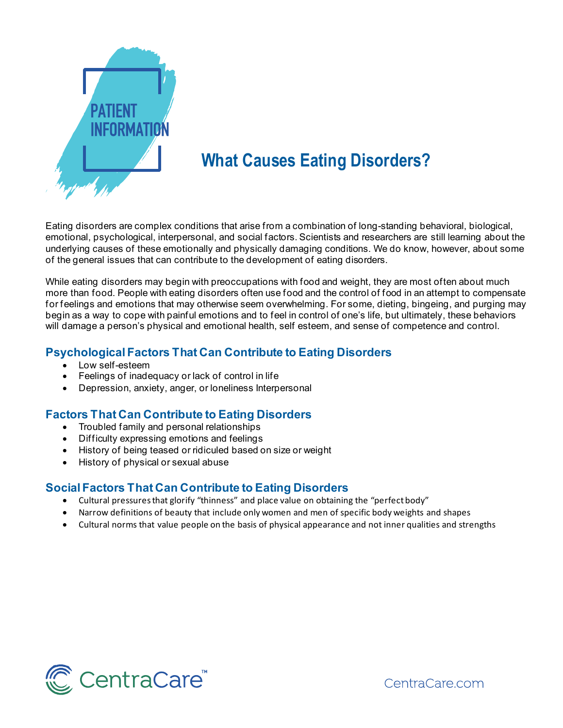PATIENT INFORMATION

# What Causes Eating Disorders?

Eating disorders are complex conditions that arise from a combination of long-standing behavioral, biological, emotional, psychological, interpersonal, and social factors. Scientists and researchers are still learning about the underlying causes of these emotionally and physically damaging conditions. We do know, however, about some of the general issues that can contribute to the development of eating disorders.

While eating disorders may begin with preoccupations with food and weight, they are most often about much more than food. People with eating disorders often use food and the control of food in an attempt to compensate for feelings and emotions that may otherwise seem overwhelming. For some, dieting, bingeing, and purging may begin as a way to cope with painful emotions and to feel in control of one's life, but ultimately, these behaviors will damage a person's physical and emotional health, self esteem, and sense of competence and control.

## Psychological Factors That Can Contribute to Eating Disorders

- Low self-esteem
- Feelings of inadequacy or lack of control in life
- Depression, anxiety, anger, or loneliness Interpersonal

## Factors That Can Contribute to Eating Disorders

- Troubled family and personal relationships
- Difficulty expressing emotions and feelings
- History of being teased or ridiculed based on size or weight
- History of physical or sexual abuse

## Social Factors That Can Contribute to Eating Disorders

- Cultural pressures that glorify "thinness" and place value on obtaining the "perfect body"
- Narrow definitions of beauty that include only women and men of specific body weights and shapes
- Cultural norms that value people on the basis of physical appearance and not inner qualities and strengths

CentraCare™

CentraCare.com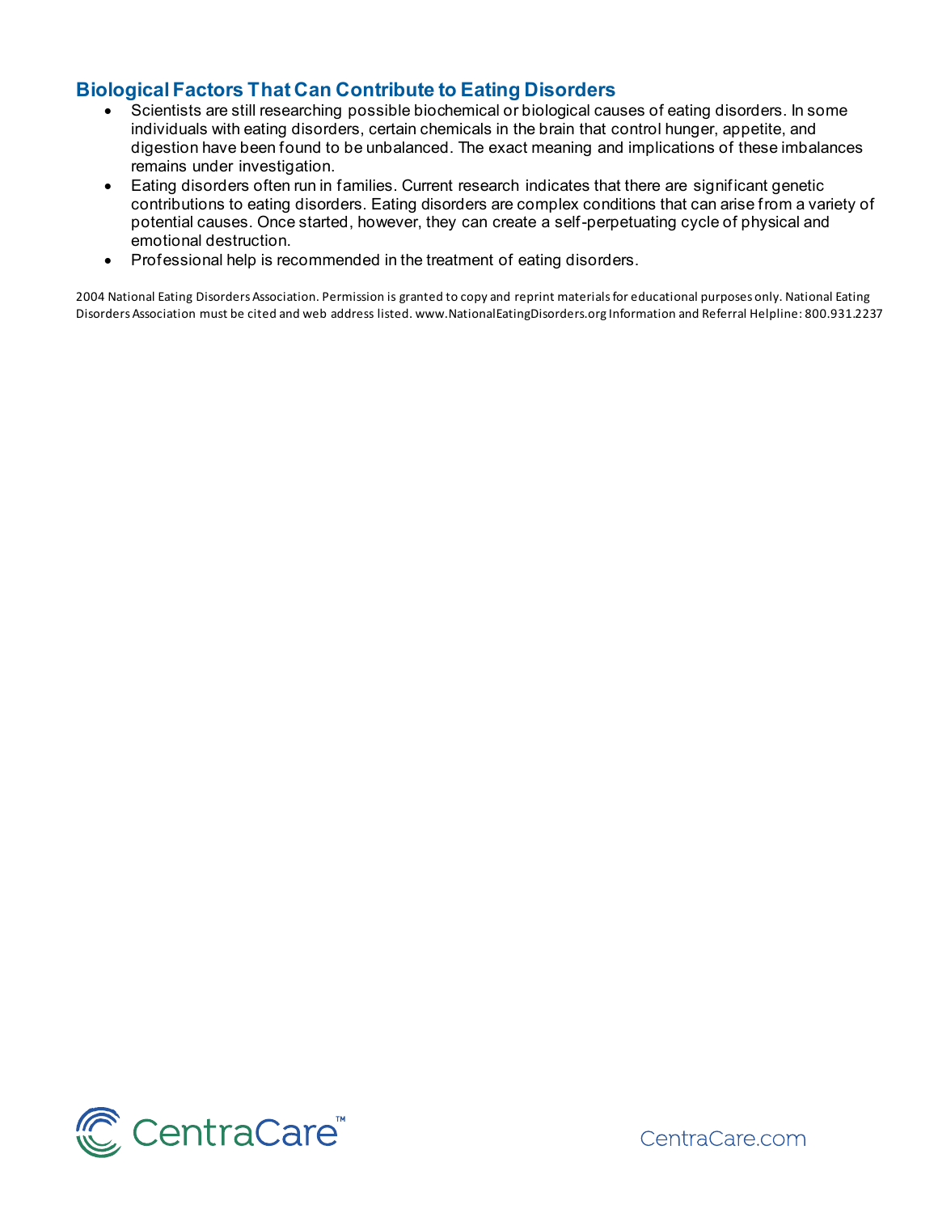## Biological Factors That Can Contribute to Eating Disorders

- Scientists are still researching possible biochemical or biological causes of eating disorders. In some individuals with eating disorders, certain chemicals in the brain that control hunger, appetite, and digestion have been found to be unbalanced. The exact meaning and implications of these imbalances remains under investigation.
- Eating disorders often run in families. Current research indicates that there are significant genetic contributions to eating disorders. Eating disorders are complex conditions that can arise from a variety of potential causes. Once started, however, they can create a self-perpetuating cycle of physical and emotional destruction.
- Professional help is recommended in the treatment of eating disorders.

2004 National Eating Disorders Association. Permission is granted to copy and reprint materials for educational purposes only. National Eating Disorders Association must be cited and web address listed. www.NationalEatingDisorders.org Information and Referral Helpline: 800.931.2237